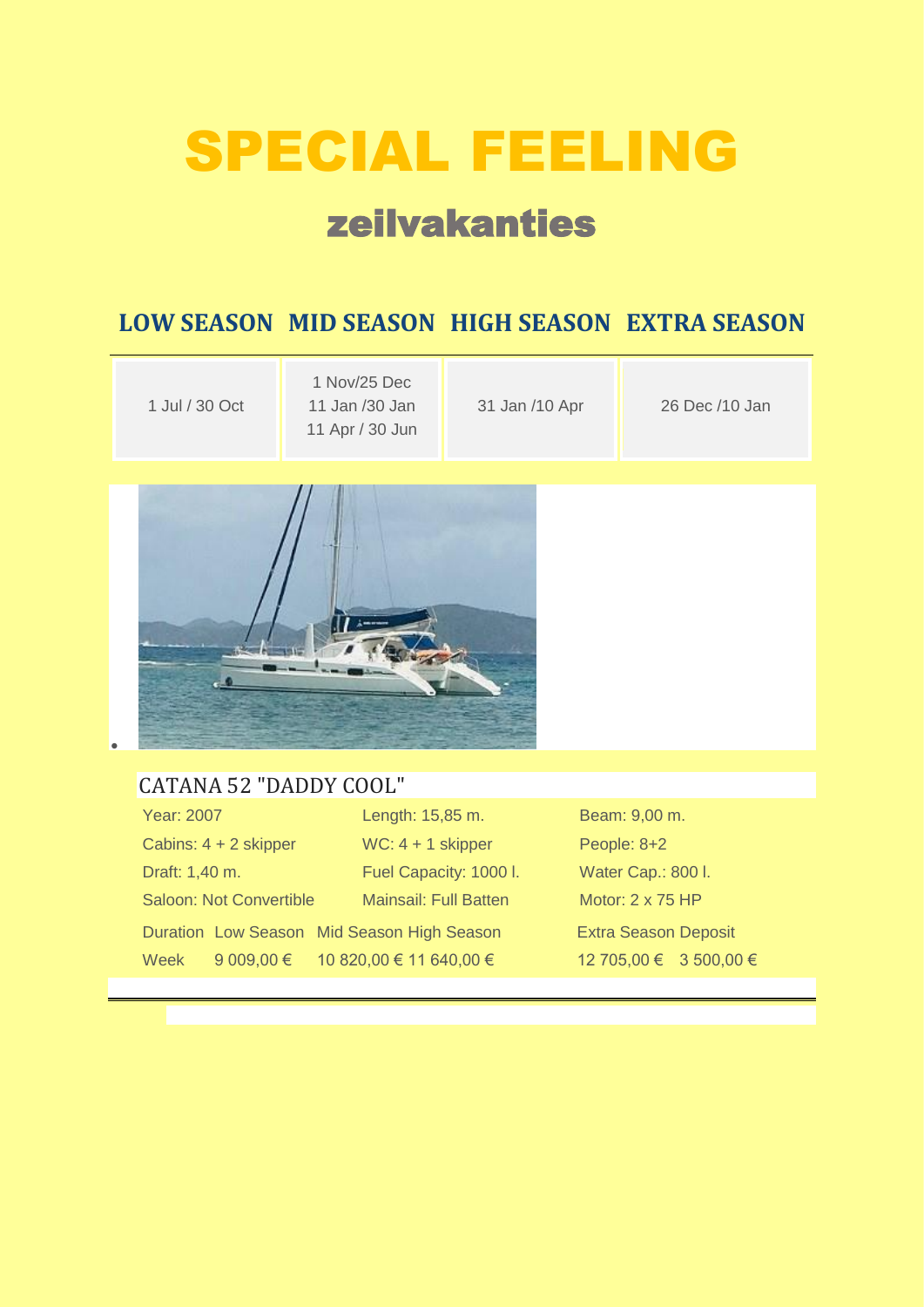# SPECIAL FEELING

## zeilvakanties

| LOW SEASON | MID SEASON | HIGH SEASON | EXTRA SEASON |
|---|---|---|---|
| 1 Jul / 30 Oct | 1 Nov/25 Dec<br>11 Jan /30 Jan<br>11 Apr / 30 Jun | 31 Jan /10 Apr | 26 Dec /10 Jan |

CATANA 52 "DADDY COOL"

| | | |
|---|---|---|
| Year: 2007 | Length: 15,85 m. | Beam: 9,00 m. |
| Cabins: 4 + 2 skipper | WC: 4 + 1 skipper | People: 8+2 |
| Draft: 1,40 m. | Fuel Capacity: 1000 l. | Water Cap.: 800 l. |
| Saloon: Not Convertible | Mainsail: Full Batten | Motor: 2 x 75 HP |

| Duration | Low Season | Mid Season | High Season | Extra Season | Deposit |
|---|---|---|---|---|---|
| Week | 9 009,00 € | 10 820,00 € | 11 640,00 € | 12 705,00 € | 3 500,00 € |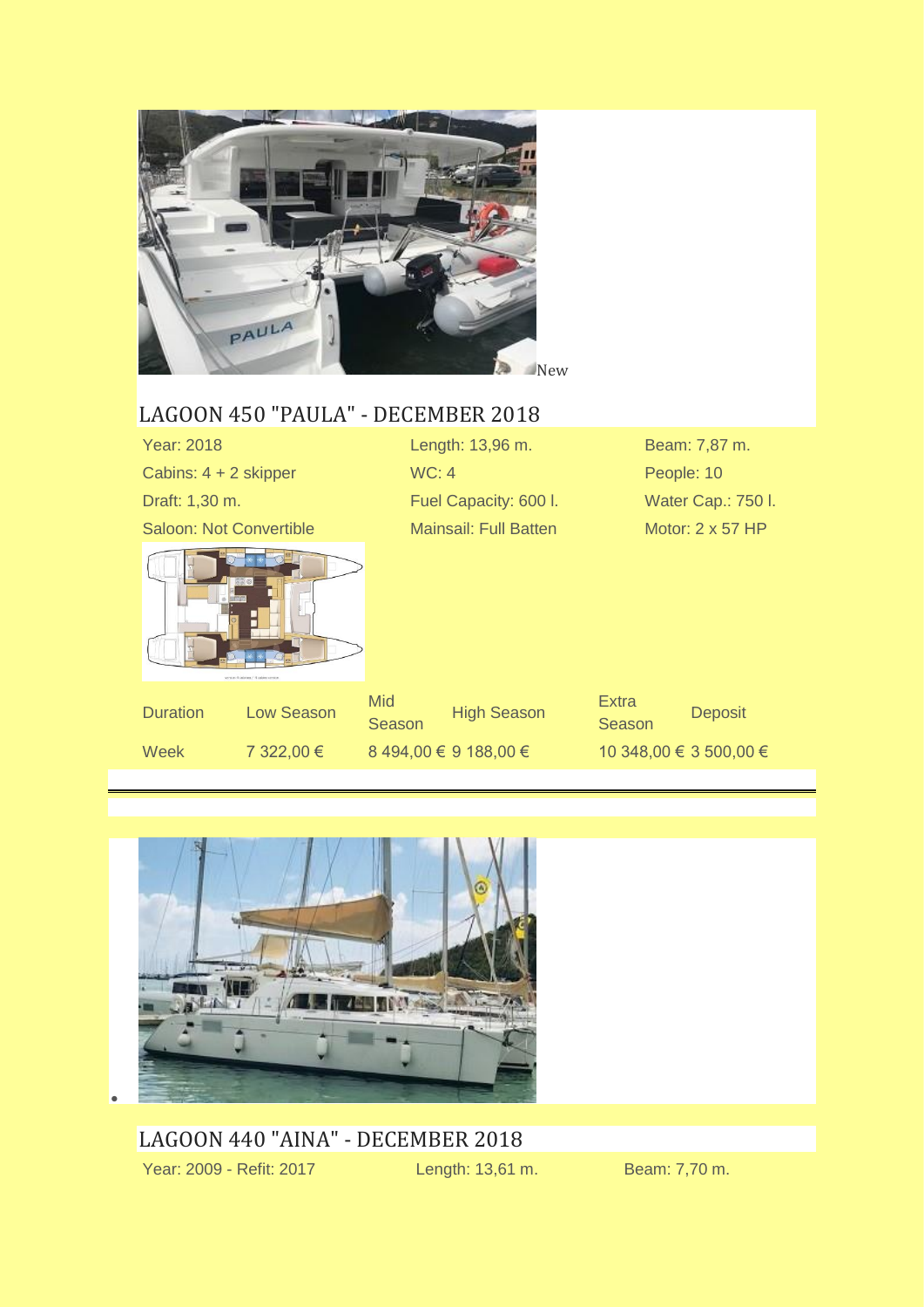New

## LAGOON 450 "PAULA" - DECEMBER 2018

| | | |
|---|---|---|
| Year: 2018 | Length: 13,96 m. | Beam: 7,87 m. |
| Cabins: 4 + 2 skipper | WC: 4 | People: 10 |
| Draft: 1,30 m. | Fuel Capacity: 600 l. | Water Cap.: 750 l. |
| Saloon: Not Convertible | Mainsail: Full Batten | Motor: 2 x 57 HP |

| Duration | Low Season | Mid Season | High Season | Extra Season | Deposit |
|---|---|---|---|---|---|
| Week | 7 322,00 € | 8 494,00 € | 9 188,00 € | 10 348,00 € | 3 500,00 € |

---

## LAGOON 440 "AINA" - DECEMBER 2018

| | | |
|---|---|---|
| Year: 2009 - Refit: 2017 | Length: 13,61 m. | Beam: 7,70 m. |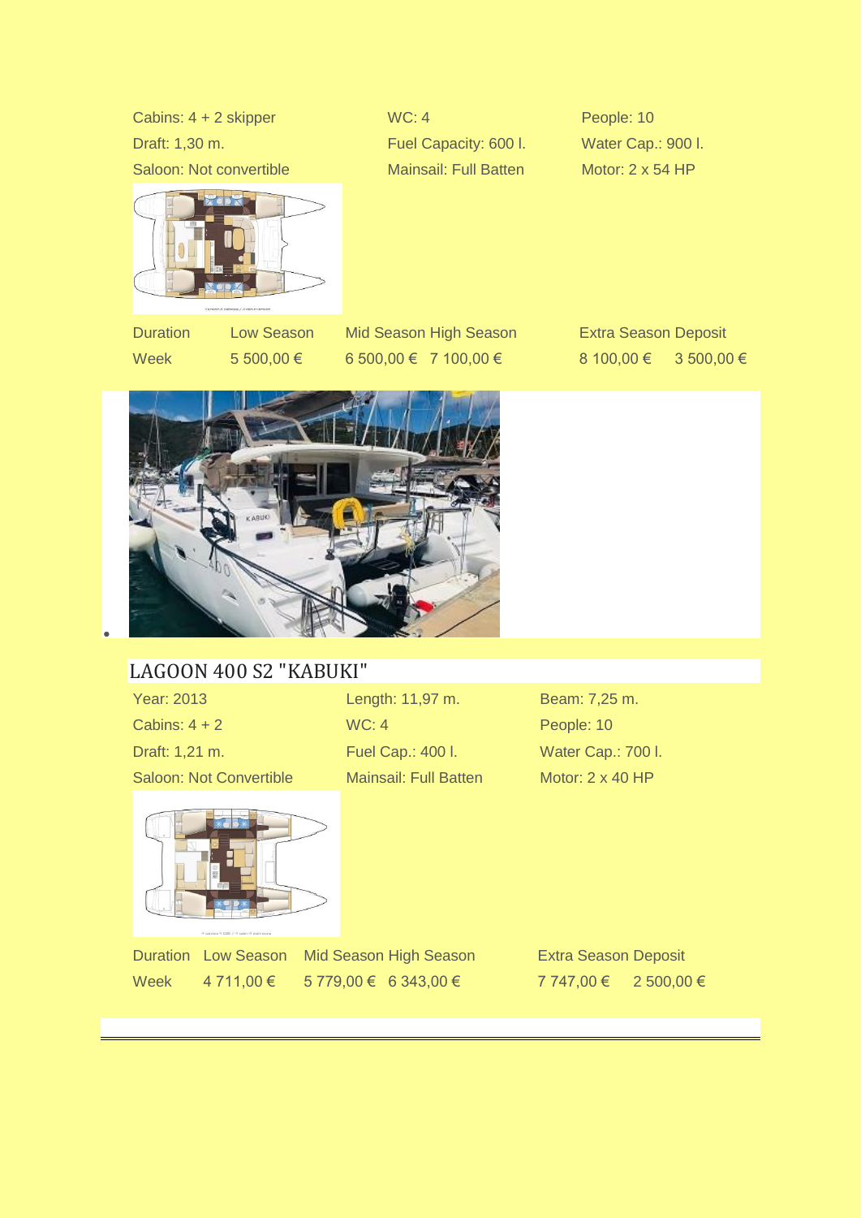| | | |
|---|---|---|
| Cabins: 4 + 2 skipper | WC: 4 | People: 10 |
| Draft: 1,30 m. | Fuel Capacity: 600 l. | Water Cap.: 900 l. |
| Saloon: Not convertible | Mainsail: Full Batten | Motor: 2 x 54 HP |

| Duration | Low Season | Mid Season | High Season | Extra Season | Deposit |
|---|---|---|---|---|---|
| Week | 5 500,00 € | 6 500,00 € | 7 100,00 € | 8 100,00 € | 3 500,00 € |

## LAGOON 400 S2 "KABUKI"

| | | |
|---|---|---|
| Year: 2013 | Length: 11,97 m. | Beam: 7,25 m. |
| Cabins: 4 + 2 | WC: 4 | People: 10 |
| Draft: 1,21 m. | Fuel Cap.: 400 l. | Water Cap.: 700 l. |
| Saloon: Not Convertible | Mainsail: Full Batten | Motor: 2 x 40 HP |

| Duration | Low Season | Mid Season | High Season | Extra Season | Deposit |
|---|---|---|---|---|---|
| Week | 4 711,00 € | 5 779,00 € | 6 343,00 € | 7 747,00 € | 2 500,00 € |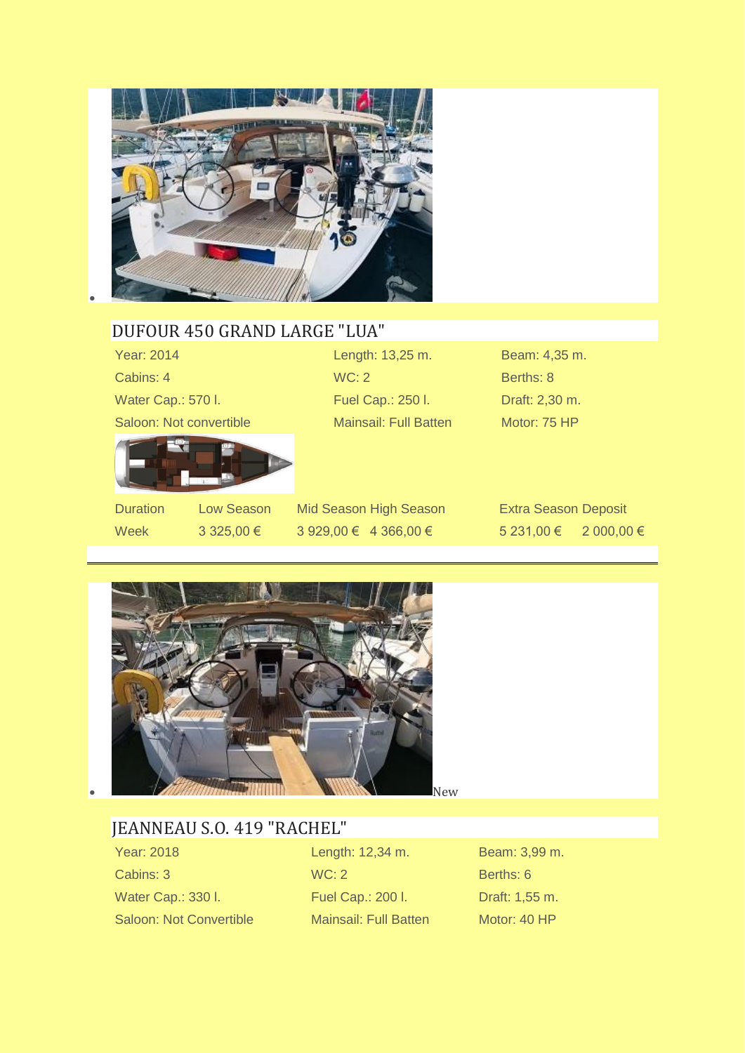## DUFOUR 450 GRAND LARGE "LUA"

| | | |
|---|---|---|
| Year: 2014 | Length: 13,25 m. | Beam: 4,35 m. |
| Cabins: 4 | WC: 2 | Berths: 8 |
| Water Cap.: 570 l. | Fuel Cap.: 250 l. | Draft: 2,30 m. |
| Saloon: Not convertible | Mainsail: Full Batten | Motor: 75 HP |

| Duration | Low Season | Mid Season | High Season | Extra Season | Deposit |
|---|---|---|---|---|---|
| Week | 3 325,00 € | 3 929,00 € | 4 366,00 € | 5 231,00 € | 2 000,00 € |

---

- New

## JEANNEAU S.O. 419 "RACHEL"

| | | |
|---|---|---|
| Year: 2018 | Length: 12,34 m. | Beam: 3,99 m. |
| Cabins: 3 | WC: 2 | Berths: 6 |
| Water Cap.: 330 l. | Fuel Cap.: 200 l. | Draft: 1,55 m. |
| Saloon: Not Convertible | Mainsail: Full Batten | Motor: 40 HP |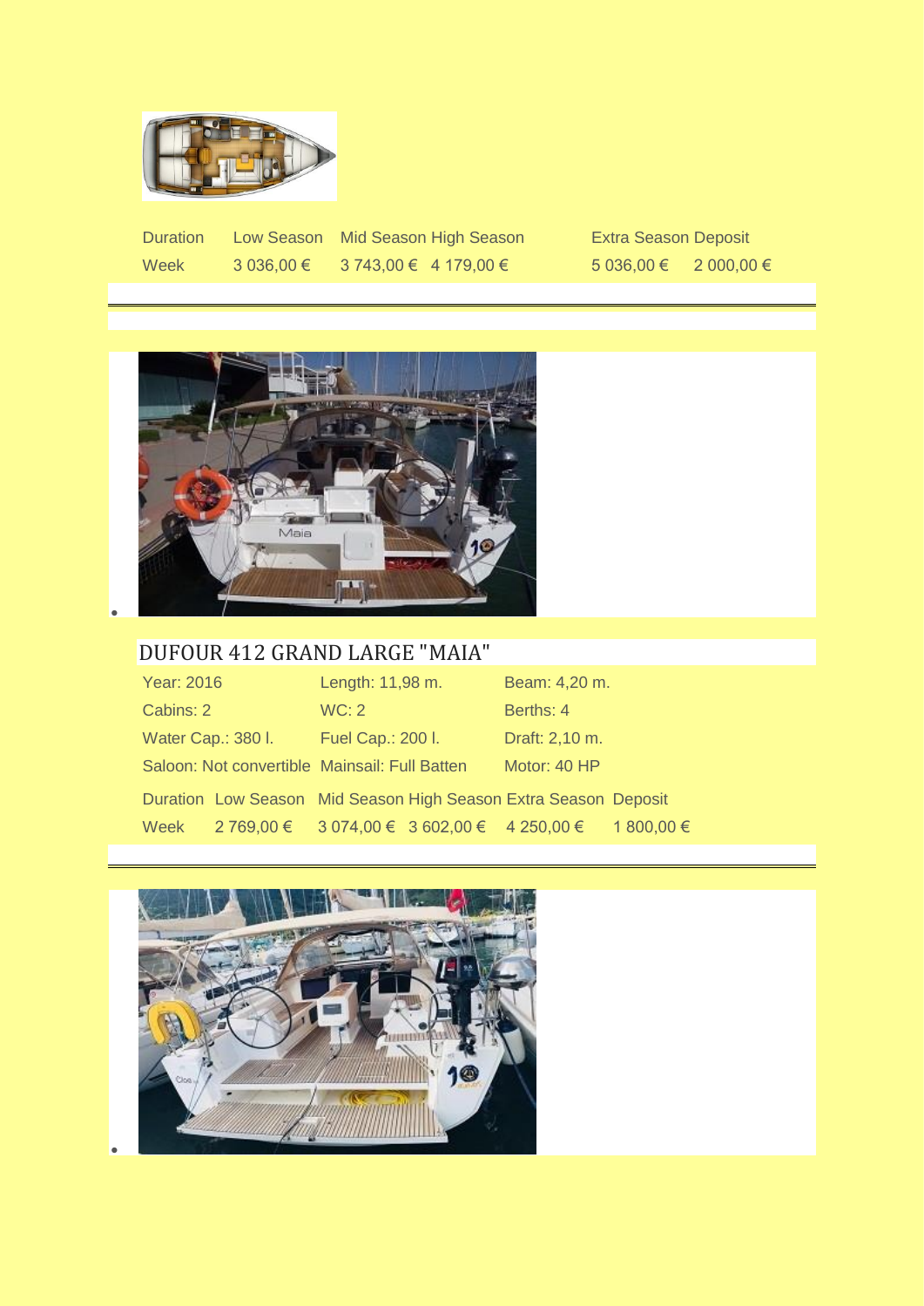| Duration | Low Season | Mid Season | High Season | Extra Season | Deposit |
|---|---|---|---|---|---|
| Week | 3 036,00 € | 3 743,00 € | 4 179,00 € | 5 036,00 € | 2 000,00 € |

---

## DUFOUR 412 GRAND LARGE "MAIA"

| | | |
|---|---|---|
| Year: 2016 | Length: 11,98 m. | Beam: 4,20 m. |
| Cabins: 2 | WC: 2 | Berths: 4 |
| Water Cap.: 380 l. | Fuel Cap.: 200 l. | Draft: 2,10 m. |
| Saloon: Not convertible | Mainsail: Full Batten | Motor: 40 HP |

| Duration | Low Season | Mid Season | High Season | Extra Season | Deposit |
|---|---|---|---|---|---|
| Week | 2 769,00 € | 3 074,00 € | 3 602,00 € | 4 250,00 € | 1 800,00 € |

---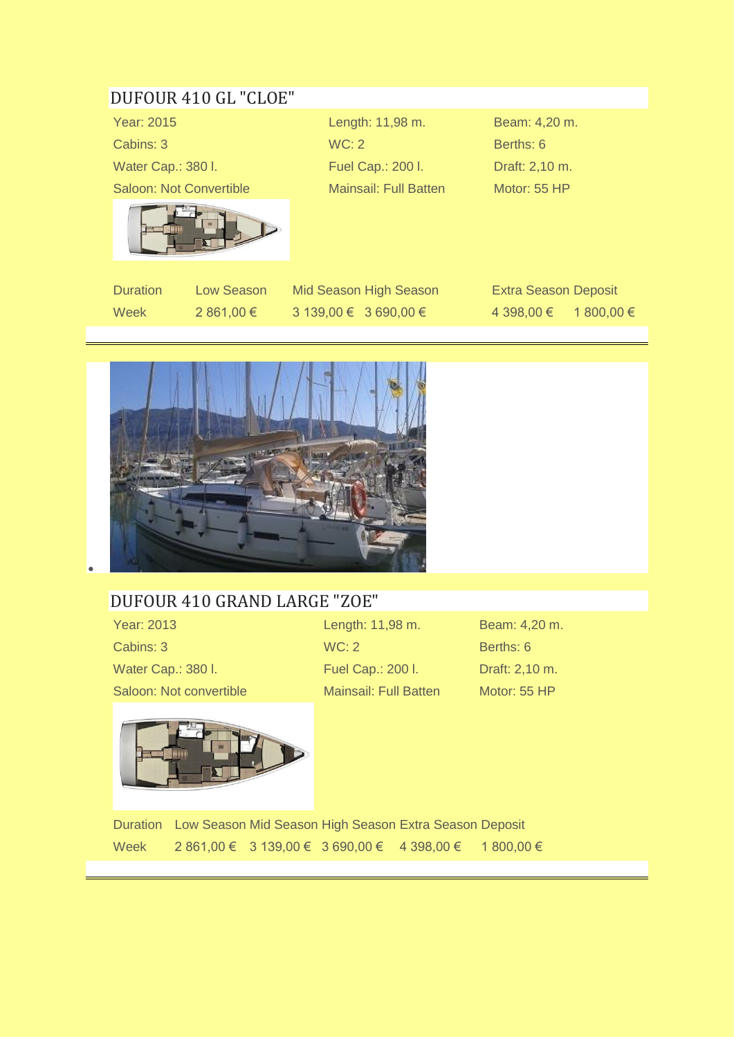## DUFOUR 410 GL "CLOE"

| | | |
|---|---|---|
| Year: 2015 | Length: 11,98 m. | Beam: 4,20 m. |
| Cabins: 3 | WC: 2 | Berths: 6 |
| Water Cap.: 380 l. | Fuel Cap.: 200 l. | Draft: 2,10 m. |
| Saloon: Not Convertible | Mainsail: Full Batten | Motor: 55 HP |

| Duration | Low Season | Mid Season | High Season | Extra Season | Deposit |
|---|---|---|---|---|---|
| Week | 2 861,00 € | 3 139,00 € | 3 690,00 € | 4 398,00 € | 1 800,00 € |

---

## DUFOUR 410 GRAND LARGE "ZOE"

| | | |
|---|---|---|
| Year: 2013 | Length: 11,98 m. | Beam: 4,20 m. |
| Cabins: 3 | WC: 2 | Berths: 6 |
| Water Cap.: 380 l. | Fuel Cap.: 200 l. | Draft: 2,10 m. |
| Saloon: Not convertible | Mainsail: Full Batten | Motor: 55 HP |

| Duration | Low Season | Mid Season | High Season | Extra Season | Deposit |
|---|---|---|---|---|---|
| Week | 2 861,00 € | 3 139,00 € | 3 690,00 € | 4 398,00 € | 1 800,00 € |

---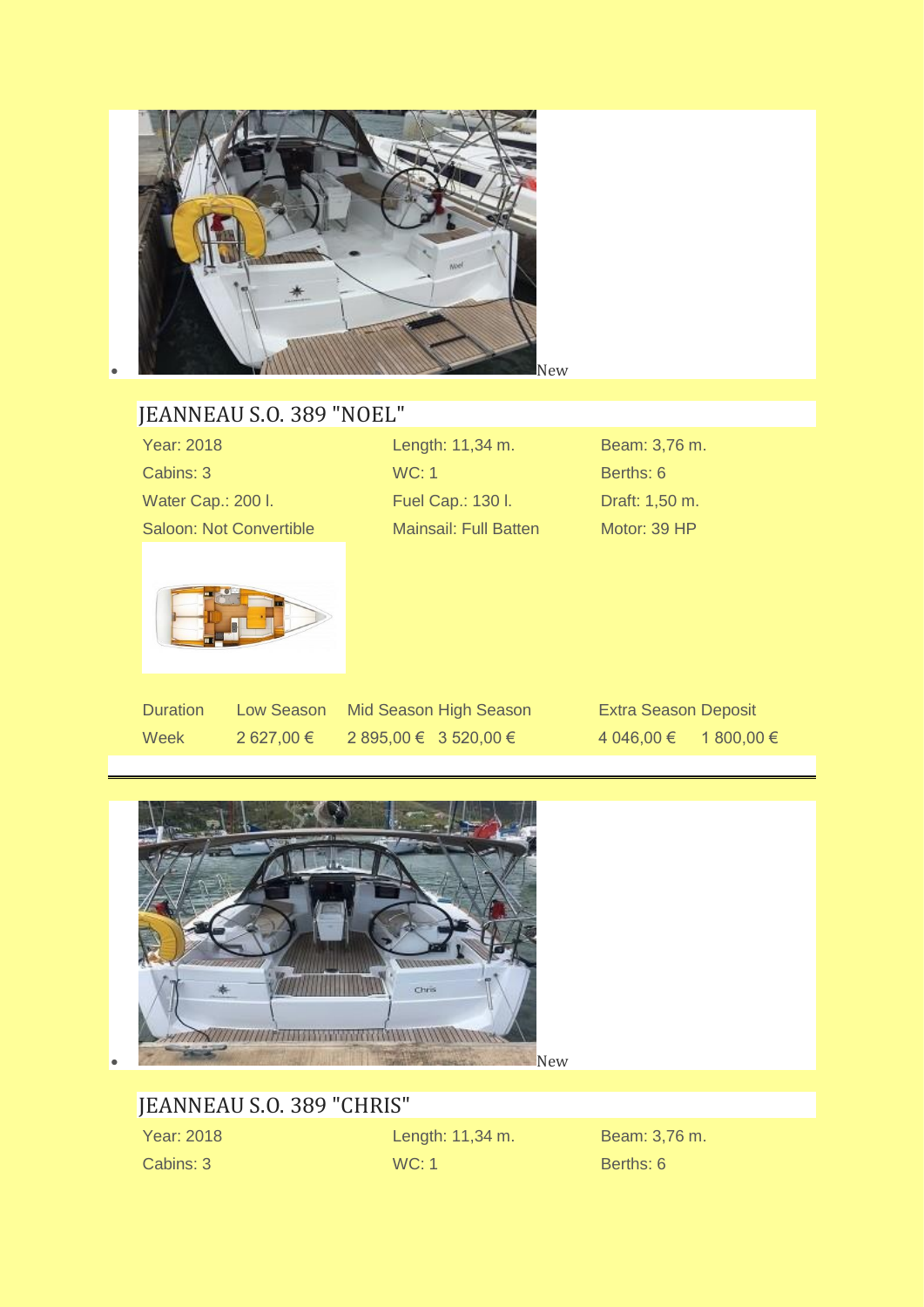- New

## JEANNEAU S.O. 389 "NOEL"

| | | |
|---|---|---|
| Year: 2018 | Length: 11,34 m. | Beam: 3,76 m. |
| Cabins: 3 | WC: 1 | Berths: 6 |
| Water Cap.: 200 l. | Fuel Cap.: 130 l. | Draft: 1,50 m. |
| Saloon: Not Convertible | Mainsail: Full Batten | Motor: 39 HP |

| Duration | Low Season | Mid Season | High Season | Extra Season | Deposit |
|---|---|---|---|---|---|
| Week | 2 627,00 € | 2 895,00 € | 3 520,00 € | 4 046,00 € | 1 800,00 € |

---

- New

## JEANNEAU S.O. 389 "CHRIS"

| | | |
|---|---|---|
| Year: 2018 | Length: 11,34 m. | Beam: 3,76 m. |
| Cabins: 3 | WC: 1 | Berths: 6 |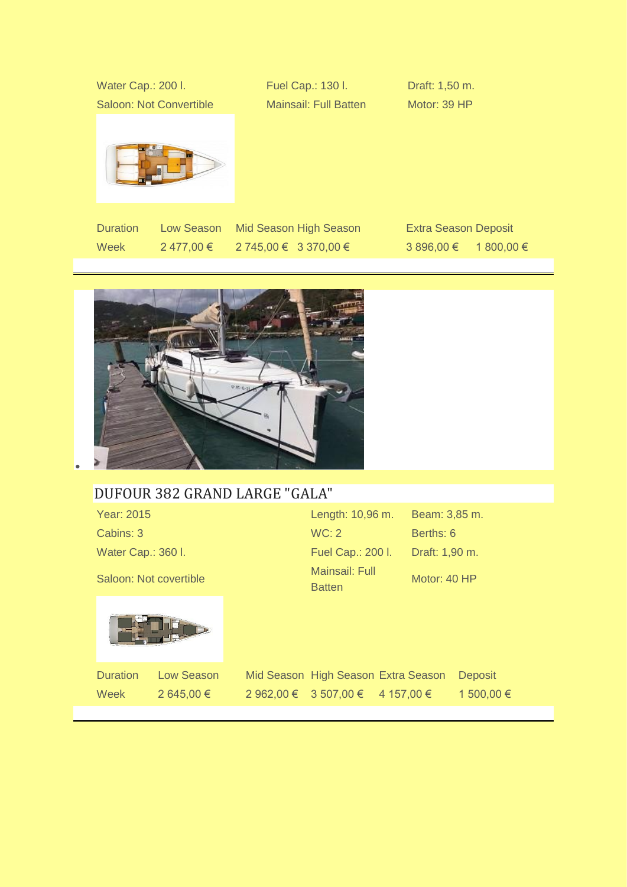| | | |
|---|---|---|
| Water Cap.: 200 l. | Fuel Cap.: 130 l. | Draft: 1,50 m. |
| Saloon: Not Convertible | Mainsail: Full Batten | Motor: 39 HP |

| Duration | Low Season | Mid Season | High Season | Extra Season | Deposit |
|---|---|---|---|---|---|
| Week | 2 477,00 € | 2 745,00 € | 3 370,00 € | 3 896,00 € | 1 800,00 € |

---

## DUFOUR 382 GRAND LARGE "GALA"

| | | |
|---|---|---|
| Year: 2015 | Length: 10,96 m. | Beam: 3,85 m. |
| Cabins: 3 | WC: 2 | Berths: 6 |
| Water Cap.: 360 l. | Fuel Cap.: 200 l. | Draft: 1,90 m. |
| Saloon: Not covertible | Mainsail: Full Batten | Motor: 40 HP |

| Duration | Low Season | Mid Season | High Season | Extra Season | Deposit |
|---|---|---|---|---|---|
| Week | 2 645,00 € | 2 962,00 € | 3 507,00 € | 4 157,00 € | 1 500,00 € |

---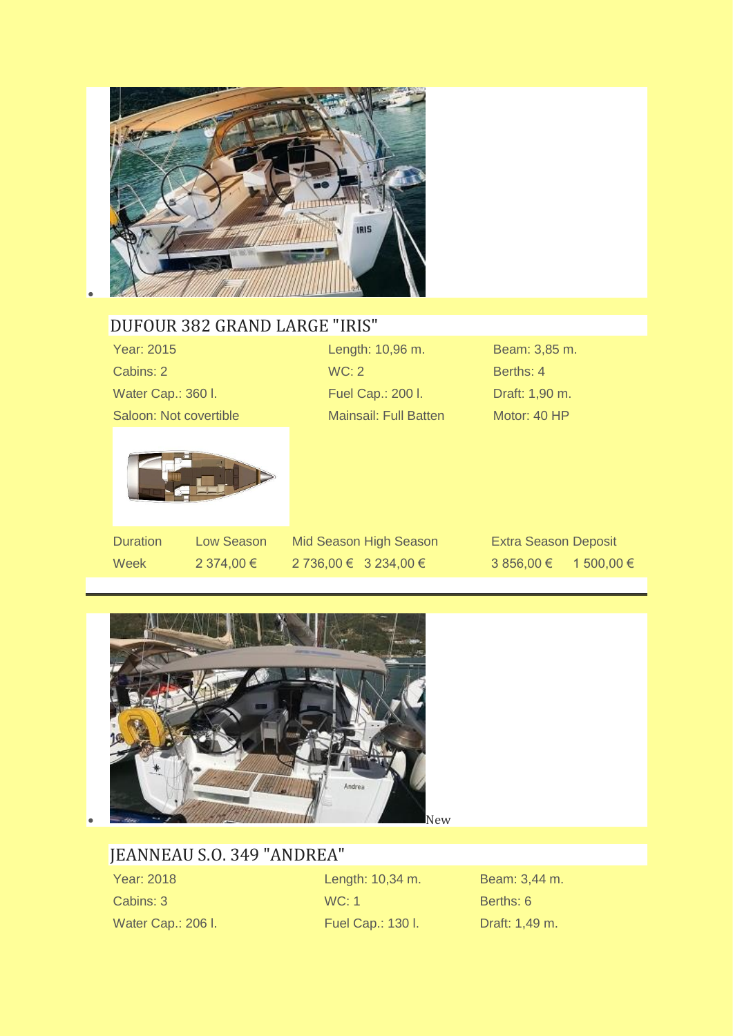## DUFOUR 382 GRAND LARGE "IRIS"

| | | |
|---|---|---|
| Year: 2015 | Length: 10,96 m. | Beam: 3,85 m. |
| Cabins: 2 | WC: 2 | Berths: 4 |
| Water Cap.: 360 l. | Fuel Cap.: 200 l. | Draft: 1,90 m. |
| Saloon: Not covertible | Mainsail: Full Batten | Motor: 40 HP |

| Duration | Low Season | Mid Season | High Season | Extra Season | Deposit |
|---|---|---|---|---|---|
| Week | 2 374,00 € | 2 736,00 € | 3 234,00 € | 3 856,00 € | 1 500,00 € |

---

New

## JEANNEAU S.O. 349 "ANDREA"

| | | |
|---|---|---|
| Year: 2018 | Length: 10,34 m. | Beam: 3,44 m. |
| Cabins: 3 | WC: 1 | Berths: 6 |
| Water Cap.: 206 l. | Fuel Cap.: 130 l. | Draft: 1,49 m. |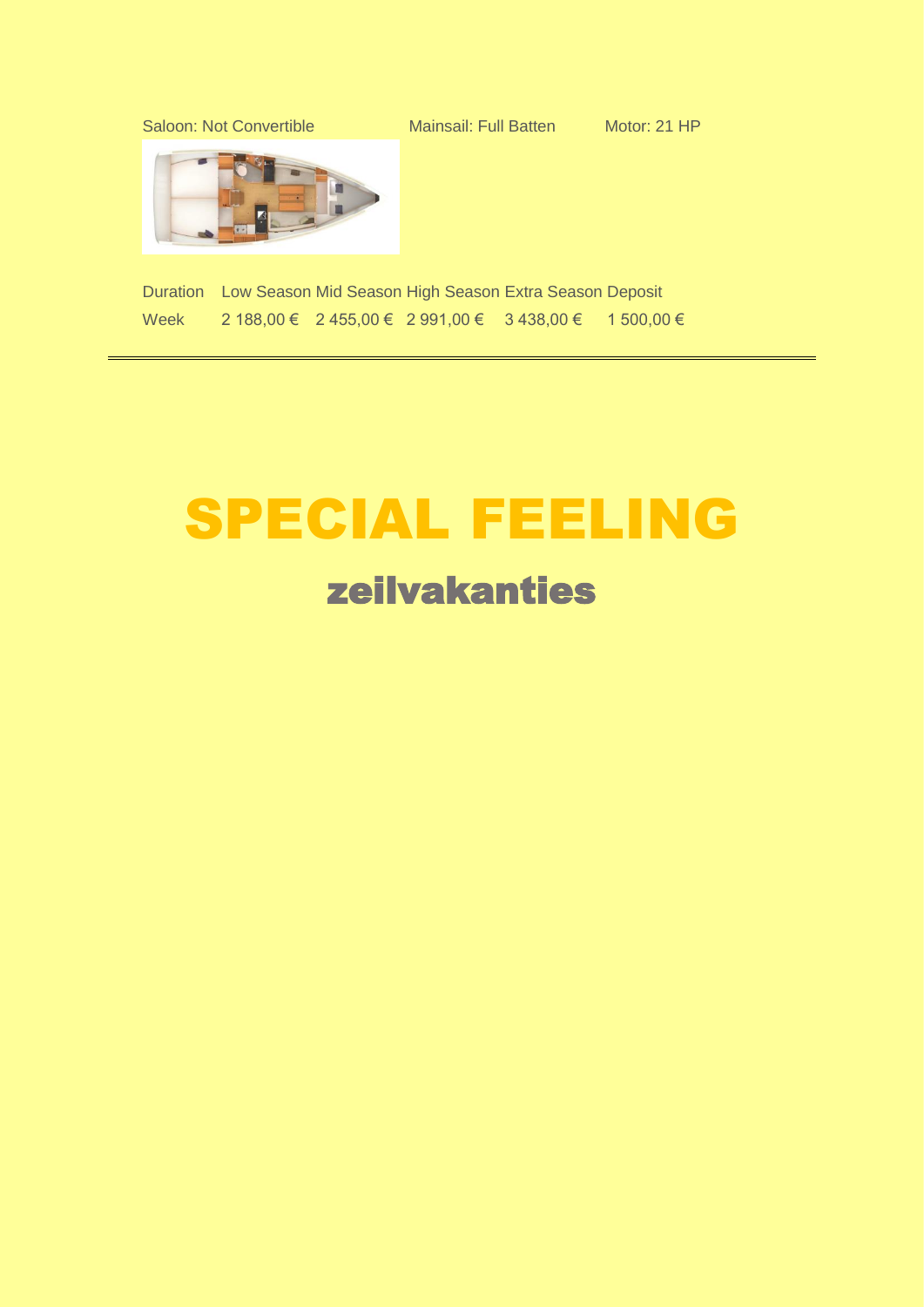Saloon: Not Convertible Mainsail: Full Batten Motor: 21 HP

| Duration | Low Season | Mid Season | High Season | Extra Season | Deposit |
|---|---|---|---|---|---|
| Week | 2 188,00 € | 2 455,00 € | 2 991,00 € | 3 438,00 € | 1 500,00 € |

---

# SPECIAL FEELING

## zeilvakanties